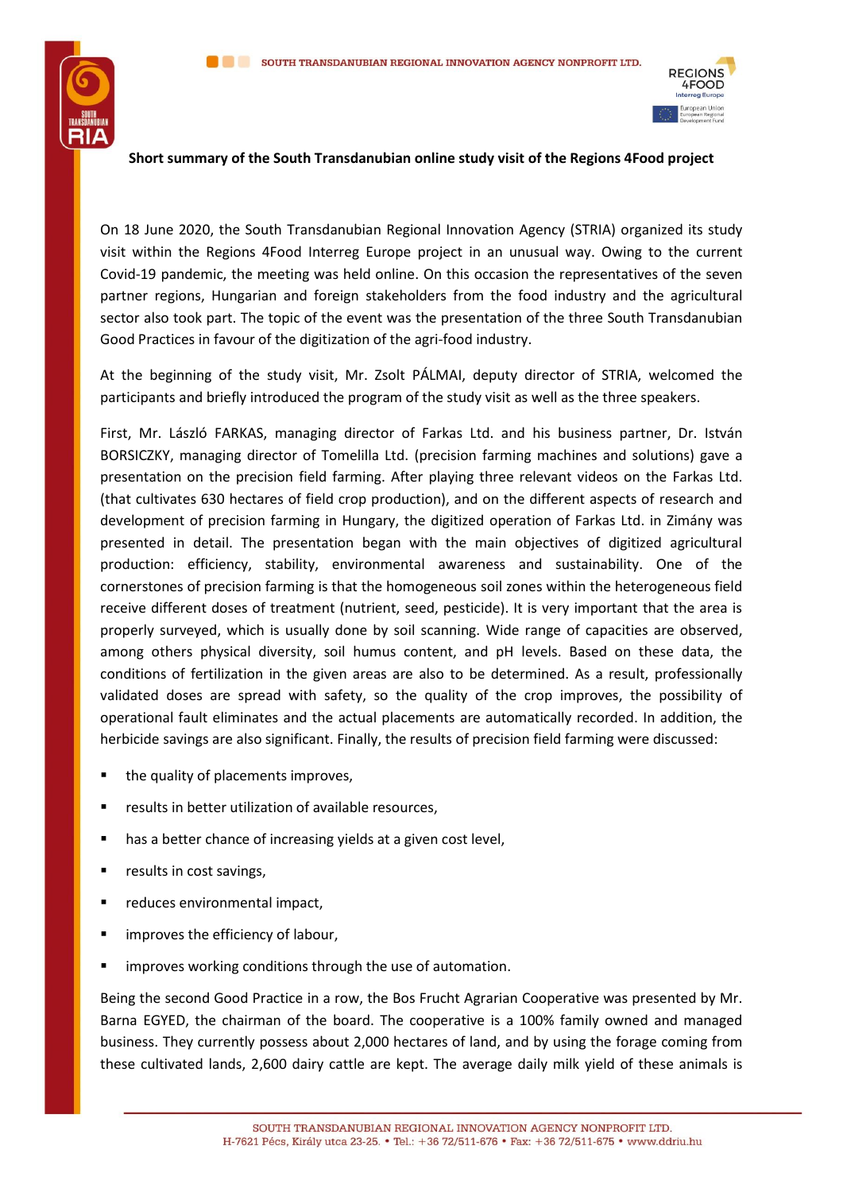**Short summary of the South Transdanubian online study visit of the Regions 4Food project**

On 18 June 2020, the South Transdanubian Regional Innovation Agency (STRIA) organized its study visit within the Regions 4Food Interreg Europe project in an unusual way. Owing to the current Covid-19 pandemic, the meeting was held online. On this occasion the representatives of the seven partner regions, Hungarian and foreign stakeholders from the food industry and the agricultural sector also took part. The topic of the event was the presentation of the three South Transdanubian Good Practices in favour of the digitization of the agri-food industry.

At the beginning of the study visit, Mr. Zsolt PÁLMAI, deputy director of STRIA, welcomed the participants and briefly introduced the program of the study visit as well as the three speakers.

First, Mr. László FARKAS, managing director of Farkas Ltd. and his business partner, Dr. István BORSICZKY, managing director of Tomelilla Ltd. (precision farming machines and solutions) gave a presentation on the precision field farming. After playing three relevant videos on the Farkas Ltd. (that cultivates 630 hectares of field crop production), and on the different aspects of research and development of precision farming in Hungary, the digitized operation of Farkas Ltd. in Zimány was presented in detail. The presentation began with the main objectives of digitized agricultural production: efficiency, stability, environmental awareness and sustainability. One of the cornerstones of precision farming is that the homogeneous soil zones within the heterogeneous field receive different doses of treatment (nutrient, seed, pesticide). It is very important that the area is properly surveyed, which is usually done by soil scanning. Wide range of capacities are observed, among others physical diversity, soil humus content, and pH levels. Based on these data, the conditions of fertilization in the given areas are also to be determined. As a result, professionally validated doses are spread with safety, so the quality of the crop improves, the possibility of operational fault eliminates and the actual placements are automatically recorded. In addition, the herbicide savings are also significant. Finally, the results of precision field farming were discussed:

- the quality of placements improves,
- results in better utilization of available resources,
- has a better chance of increasing yields at a given cost level,
- results in cost savings,
- reduces environmental impact,
- improves the efficiency of labour,
- improves working conditions through the use of automation.

Being the second Good Practice in a row, the Bos Frucht Agrarian Cooperative was presented by Mr. Barna EGYED, the chairman of the board. The cooperative is a 100% family owned and managed business. They currently possess about 2,000 hectares of land, and by using the forage coming from these cultivated lands, 2,600 dairy cattle are kept. The average daily milk yield of these animals is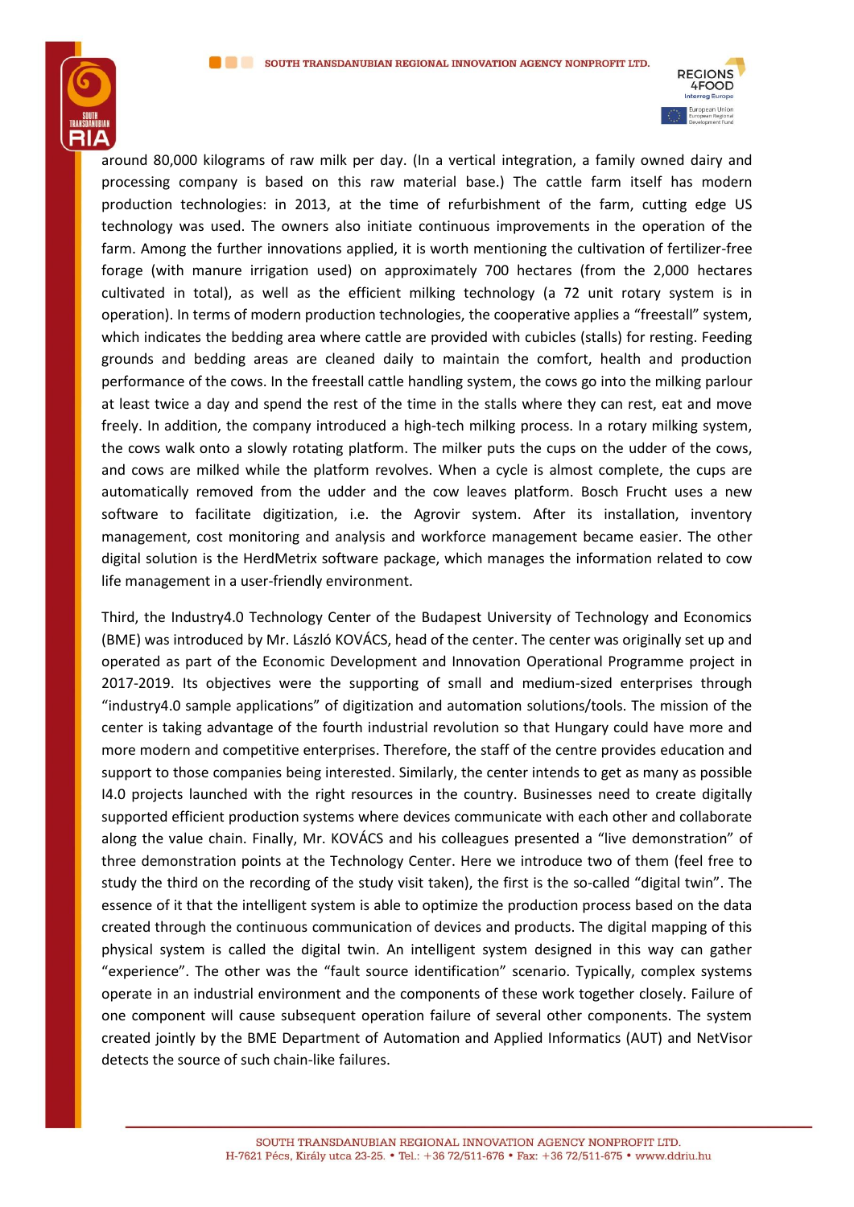around 80,000 kilograms of raw milk per day. (In a vertical integration, a family owned dairy and processing company is based on this raw material base.) The cattle farm itself has modern production technologies: in 2013, at the time of refurbishment of the farm, cutting edge US technology was used. The owners also initiate continuous improvements in the operation of the farm. Among the further innovations applied, it is worth mentioning the cultivation of fertilizer-free forage (with manure irrigation used) on approximately 700 hectares (from the 2,000 hectares cultivated in total), as well as the efficient milking technology (a 72 unit rotary system is in operation). In terms of modern production technologies, the cooperative applies a "freestall" system, which indicates the bedding area where cattle are provided with cubicles (stalls) for resting. Feeding grounds and bedding areas are cleaned daily to maintain the comfort, health and production performance of the cows. In the freestall cattle handling system, the cows go into the milking parlour at least twice a day and spend the rest of the time in the stalls where they can rest, eat and move freely. In addition, the company introduced a high-tech milking process. In a rotary milking system, the cows walk onto a slowly rotating platform. The milker puts the cups on the udder of the cows, and cows are milked while the platform revolves. When a cycle is almost complete, the cups are automatically removed from the udder and the cow leaves platform. Bosch Frucht uses a new software to facilitate digitization, i.e. the Agrovir system. After its installation, inventory management, cost monitoring and analysis and workforce management became easier. The other digital solution is the HerdMetrix software package, which manages the information related to cow life management in a user-friendly environment.

Third, the Industry4.0 Technology Center of the Budapest University of Technology and Economics (BME) was introduced by Mr. László KOVÁCS, head of the center. The center was originally set up and operated as part of the Economic Development and Innovation Operational Programme project in 2017-2019. Its objectives were the supporting of small and medium-sized enterprises through "industry4.0 sample applications" of digitization and automation solutions/tools. The mission of the center is taking advantage of the fourth industrial revolution so that Hungary could have more and more modern and competitive enterprises. Therefore, the staff of the centre provides education and support to those companies being interested. Similarly, the center intends to get as many as possible I4.0 projects launched with the right resources in the country. Businesses need to create digitally supported efficient production systems where devices communicate with each other and collaborate along the value chain. Finally, Mr. KOVÁCS and his colleagues presented a "live demonstration" of three demonstration points at the Technology Center. Here we introduce two of them (feel free to study the third on the recording of the study visit taken), the first is the so-called "digital twin". The essence of it that the intelligent system is able to optimize the production process based on the data created through the continuous communication of devices and products. The digital mapping of this physical system is called the digital twin. An intelligent system designed in this way can gather "experience". The other was the "fault source identification" scenario. Typically, complex systems operate in an industrial environment and the components of these work together closely. Failure of one component will cause subsequent operation failure of several other components. The system created jointly by the BME Department of Automation and Applied Informatics (AUT) and NetVisor detects the source of such chain-like failures.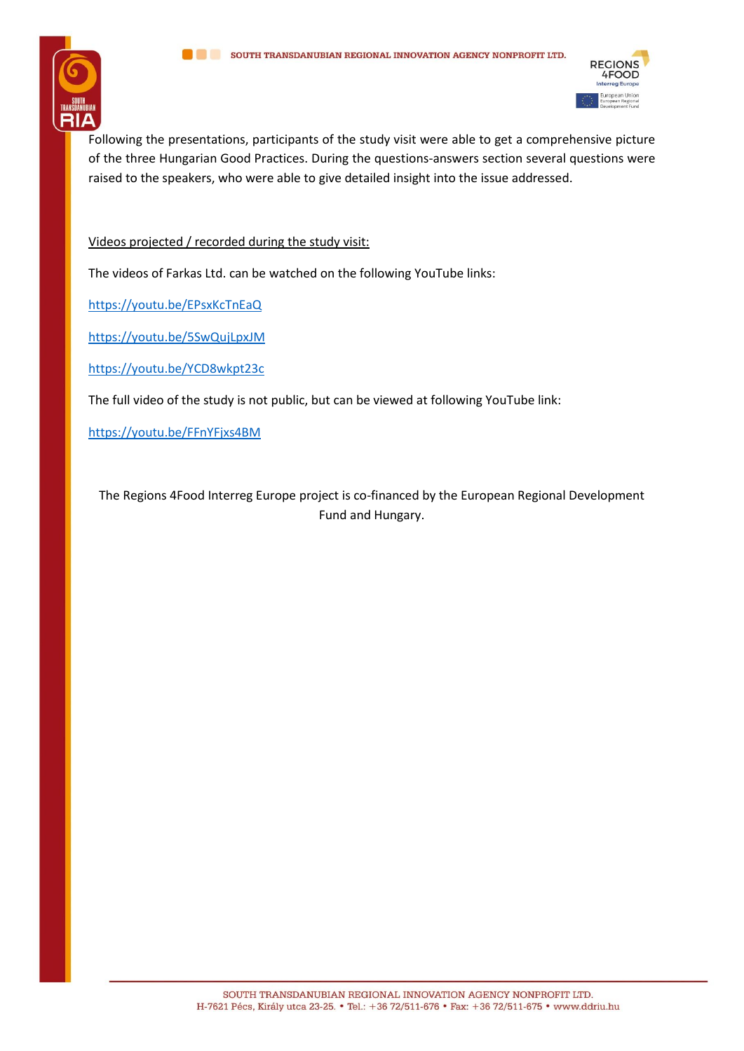Following the presentations, participants of the study visit were able to get a comprehensive picture of the three Hungarian Good Practices. During the questions-answers section several questions were raised to the speakers, who were able to give detailed insight into the issue addressed.

<u>Videos projected / recorded during the study visit:</u>

The videos of Farkas Ltd. can be watched on the following YouTube links:

https://youtu.be/EPsxKcTnEaQ

https://youtu.be/5SwQujLpxJM

https://youtu.be/YCD8wkpt23c

The full video of the study is not public, but can be viewed at following YouTube link:

https://youtu.be/FFnYFjxs4BM

The Regions 4Food Interreg Europe project is co-financed by the European Regional Development Fund and Hungary.